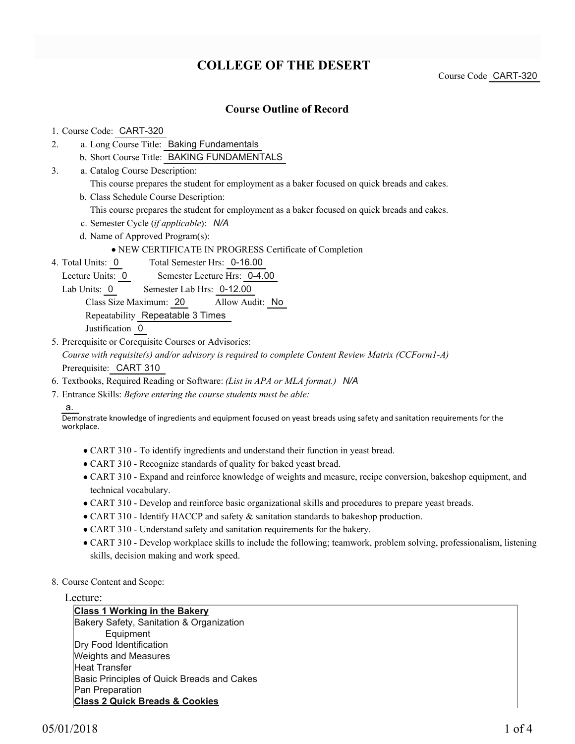# COLLEGE OF THE DESERT

Course Code CART-320

## Course Outline of Record

1. Course Code: CART-320
2. a. Long Course Title: Baking Fundamentals
   b. Short Course Title: BAKING FUNDAMENTALS
3. a. Catalog Course Description:
   This course prepares the student for employment as a baker focused on quick breads and cakes.
   b. Class Schedule Course Description:
   This course prepares the student for employment as a baker focused on quick breads and cakes.
   c. Semester Cycle (*if applicable*): *N/A*
   d. Name of Approved Program(s):
   - NEW CERTIFICATE IN PROGRESS Certificate of Completion
4. Total Units: 0  Total Semester Hrs: 0-16.00
   Lecture Units: 0  Semester Lecture Hrs: 0-4.00
   Lab Units: 0  Semester Lab Hrs: 0-12.00
   Class Size Maximum: 20  Allow Audit: No
   Repeatability Repeatable 3 Times
   Justification 0
5. Prerequisite or Corequisite Courses or Advisories:
   *Course with requisite(s) and/or advisory is required to complete Content Review Matrix (CCForm1-A)*
   Prerequisite: CART 310
6. Textbooks, Required Reading or Software: *(List in APA or MLA format.)* *N/A*
7. Entrance Skills: *Before entering the course students must be able:*
   a.
   Demonstrate knowledge of ingredients and equipment focused on yeast breads using safety and sanitation requirements for the workplace.
   - CART 310 - To identify ingredients and understand their function in yeast bread.
   - CART 310 - Recognize standards of quality for baked yeast bread.
   - CART 310 - Expand and reinforce knowledge of weights and measure, recipe conversion, bakeshop equipment, and technical vocabulary.
   - CART 310 - Develop and reinforce basic organizational skills and procedures to prepare yeast breads.
   - CART 310 - Identify HACCP and safety & sanitation standards to bakeshop production.
   - CART 310 - Understand safety and sanitation requirements for the bakery.
   - CART 310 - Develop workplace skills to include the following; teamwork, problem solving, professionalism, listening skills, decision making and work speed.
8. Course Content and Scope:

Lecture:

**Class 1 Working in the Bakery**
Bakery Safety, Sanitation & Organization
Equipment
Dry Food Identification
Weights and Measures
Heat Transfer
Basic Principles of Quick Breads and Cakes
Pan Preparation
**Class 2 Quick Breads & Cookies**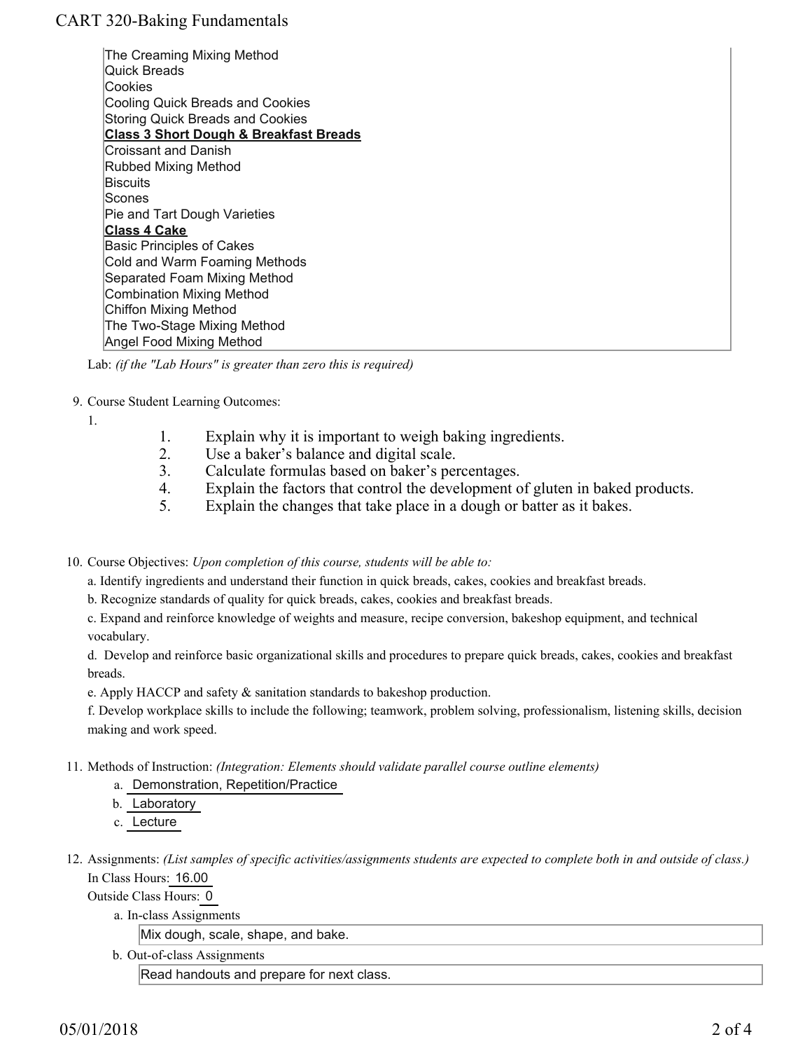The Creaming Mixing Method
Quick Breads
Cookies
Cooling Quick Breads and Cookies
Storing Quick Breads and Cookies
**Class 3 Short Dough & Breakfast Breads**
Croissant and Danish
Rubbed Mixing Method
Biscuits
Scones
Pie and Tart Dough Varieties
**Class 4 Cake**
Basic Principles of Cakes
Cold and Warm Foaming Methods
Separated Foam Mixing Method
Combination Mixing Method
Chiffon Mixing Method
The Two-Stage Mixing Method
Angel Food Mixing Method

Lab: *(if the "Lab Hours" is greater than zero this is required)*

9. Course Student Learning Outcomes:

    1.
        1. Explain why it is important to weigh baking ingredients.
        2. Use a baker's balance and digital scale.
        3. Calculate formulas based on baker's percentages.
        4. Explain the factors that control the development of gluten in baked products.
        5. Explain the changes that take place in a dough or batter as it bakes.

10. Course Objectives: *Upon completion of this course, students will be able to:*

    a. Identify ingredients and understand their function in quick breads, cakes, cookies and breakfast breads.

    b. Recognize standards of quality for quick breads, cakes, cookies and breakfast breads.

    c. Expand and reinforce knowledge of weights and measure, recipe conversion, bakeshop equipment, and technical vocabulary.

    d. Develop and reinforce basic organizational skills and procedures to prepare quick breads, cakes, cookies and breakfast breads.

    e. Apply HACCP and safety & sanitation standards to bakeshop production.

    f. Develop workplace skills to include the following; teamwork, problem solving, professionalism, listening skills, decision making and work speed.

11. Methods of Instruction: *(Integration: Elements should validate parallel course outline elements)*

    a. Demonstration, Repetition/Practice
    b. Laboratory
    c. Lecture

12. Assignments: *(List samples of specific activities/assignments students are expected to complete both in and outside of class.)*

    In Class Hours: 16.00

    Outside Class Hours: 0

    a. In-class Assignments

    Mix dough, scale, shape, and bake.

    b. Out-of-class Assignments

    Read handouts and prepare for next class.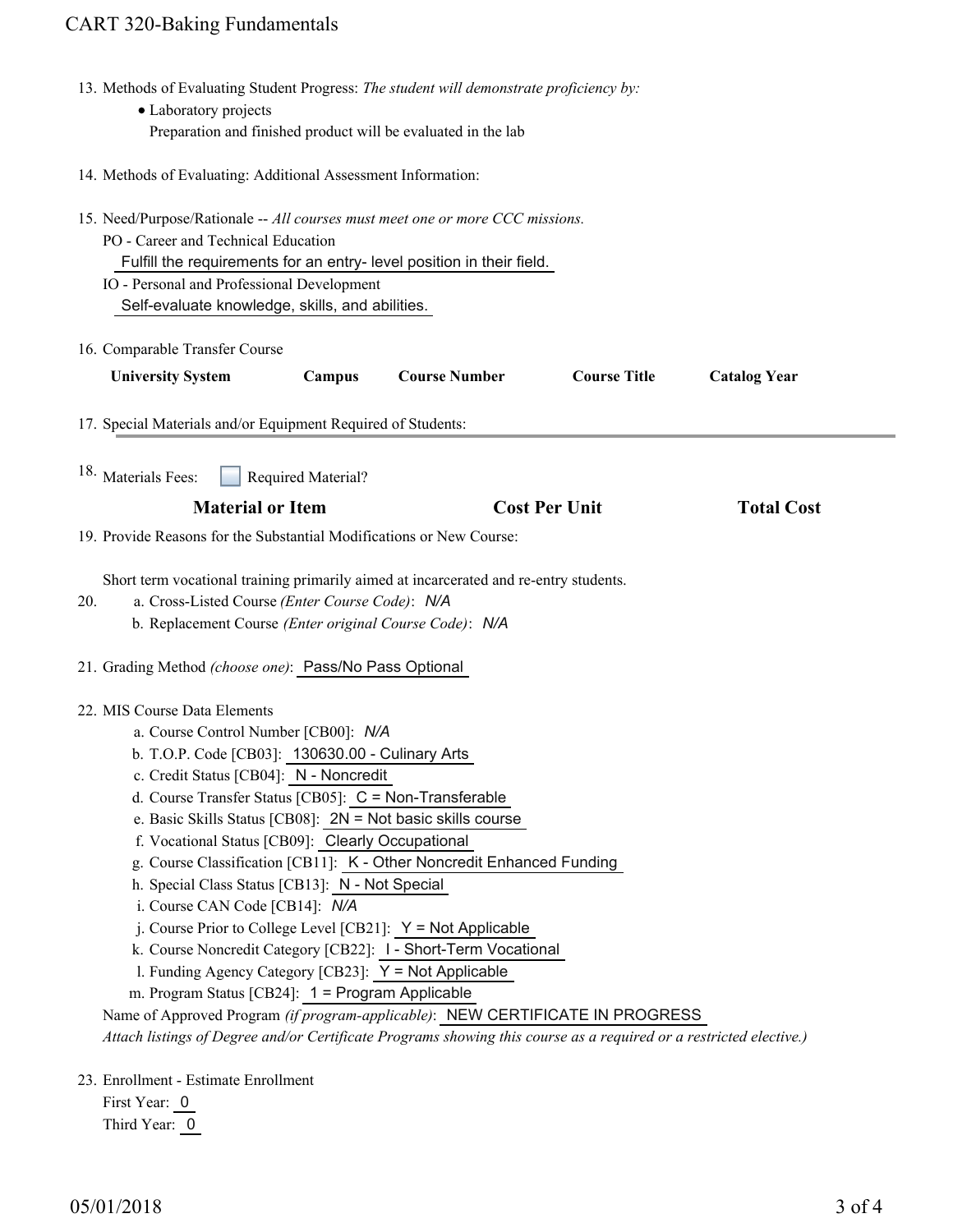13. Methods of Evaluating Student Progress: *The student will demonstrate proficiency by:*
    - Laboratory projects
      Preparation and finished product will be evaluated in the lab

14. Methods of Evaluating: Additional Assessment Information:

15. Need/Purpose/Rationale -- *All courses must meet one or more CCC missions.*
    PO - Career and Technical Education
    Fulfill the requirements for an entry- level position in their field.
    IO - Personal and Professional Development
    Self-evaluate knowledge, skills, and abilities.

16. Comparable Transfer Course

| University System | Campus | Course Number | Course Title | Catalog Year |
| --- | --- | --- | --- | --- |

17. Special Materials and/or Equipment Required of Students:

18. Materials Fees: ☐ Required Material?

| Material or Item | Cost Per Unit | Total Cost |
| --- | --- | --- |

19. Provide Reasons for the Substantial Modifications or New Course:

    Short term vocational training primarily aimed at incarcerated and re-entry students.

20. a. Cross-Listed Course *(Enter Course Code)*: *N/A*
    b. Replacement Course *(Enter original Course Code)*: *N/A*

21. Grading Method *(choose one)*: Pass/No Pass Optional

22. MIS Course Data Elements
    a. Course Control Number [CB00]: *N/A*
    b. T.O.P. Code [CB03]: 130630.00 - Culinary Arts
    c. Credit Status [CB04]: N - Noncredit
    d. Course Transfer Status [CB05]: C = Non-Transferable
    e. Basic Skills Status [CB08]: 2N = Not basic skills course
    f. Vocational Status [CB09]: Clearly Occupational
    g. Course Classification [CB11]: K - Other Noncredit Enhanced Funding
    h. Special Class Status [CB13]: N - Not Special
    i. Course CAN Code [CB14]: *N/A*
    j. Course Prior to College Level [CB21]: Y = Not Applicable
    k. Course Noncredit Category [CB22]: I - Short-Term Vocational
    l. Funding Agency Category [CB23]: Y = Not Applicable
    m. Program Status [CB24]: 1 = Program Applicable

    Name of Approved Program *(if program-applicable)*: NEW CERTIFICATE IN PROGRESS
    *Attach listings of Degree and/or Certificate Programs showing this course as a required or a restricted elective.)*

23. Enrollment - Estimate Enrollment
    First Year: 0
    Third Year: 0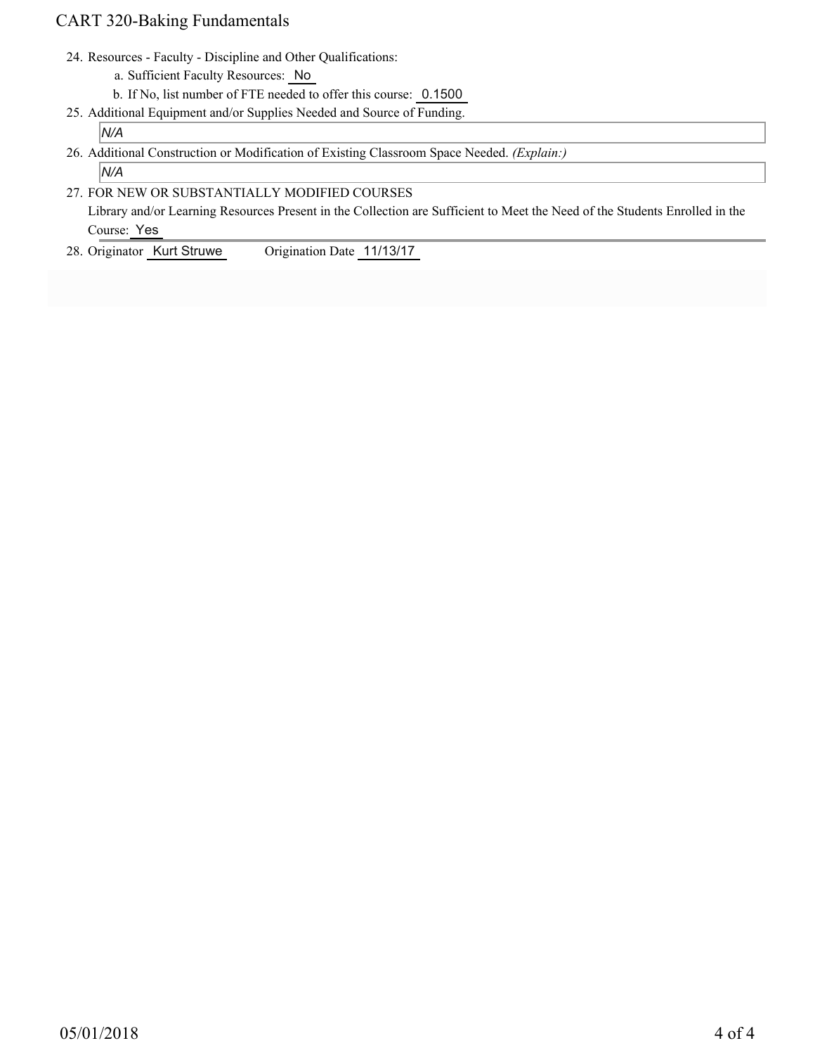24. Resources - Faculty - Discipline and Other Qualifications:
    a. Sufficient Faculty Resources: No
    b. If No, list number of FTE needed to offer this course: 0.1500
25. Additional Equipment and/or Supplies Needed and Source of Funding.

    *N/A*

26. Additional Construction or Modification of Existing Classroom Space Needed. *(Explain:)*

    *N/A*

27. FOR NEW OR SUBSTANTIALLY MODIFIED COURSES

    Library and/or Learning Resources Present in the Collection are Sufficient to Meet the Need of the Students Enrolled in the Course: Yes

28. Originator Kurt Struwe Origination Date 11/13/17